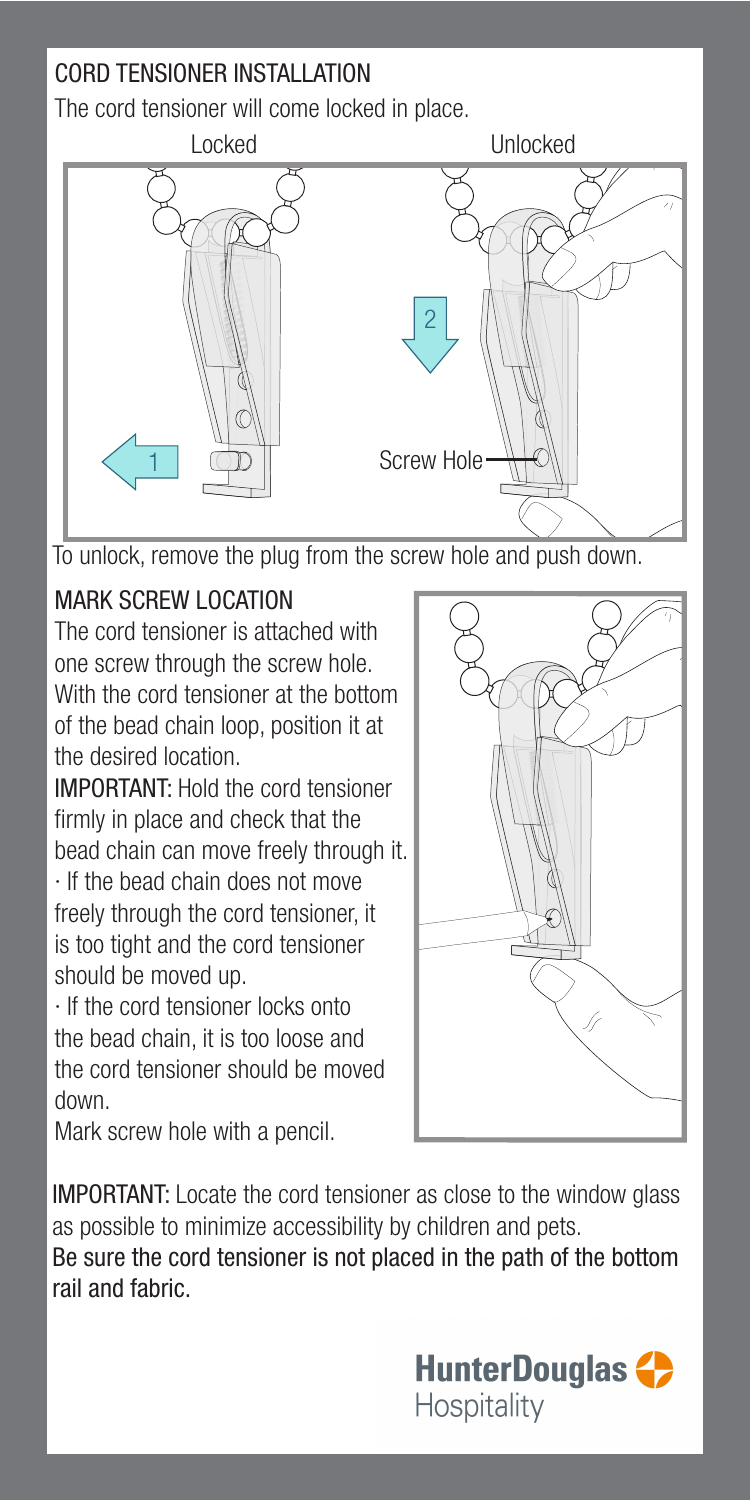## CORD TENSIONER INSTALLATION

The cord tensioner will come locked in place.

Locked

Unlocked

1

2

Screw Hole

To unlock, remove the plug from the screw hole and push down.

## MARK SCREW LOCATION

The cord tensioner is attached with one screw through the screw hole. With the cord tensioner at the bottom of the bead chain loop, position it at the desired location.

**IMPORTANT:** Hold the cord tensioner firmly in place and check that the bead chain can move freely through it.

- If the bead chain does not move freely through the cord tensioner, it is too tight and the cord tensioner should be moved up.
- If the cord tensioner locks onto the bead chain, it is too loose and the cord tensioner should be moved down.

Mark screw hole with a pencil.

**IMPORTANT:** Locate the cord tensioner as close to the window glass as possible to minimize accessibility by children and pets.
Be sure the cord tensioner is not placed in the path of the bottom rail and fabric.

**HunterDouglas** Hospitality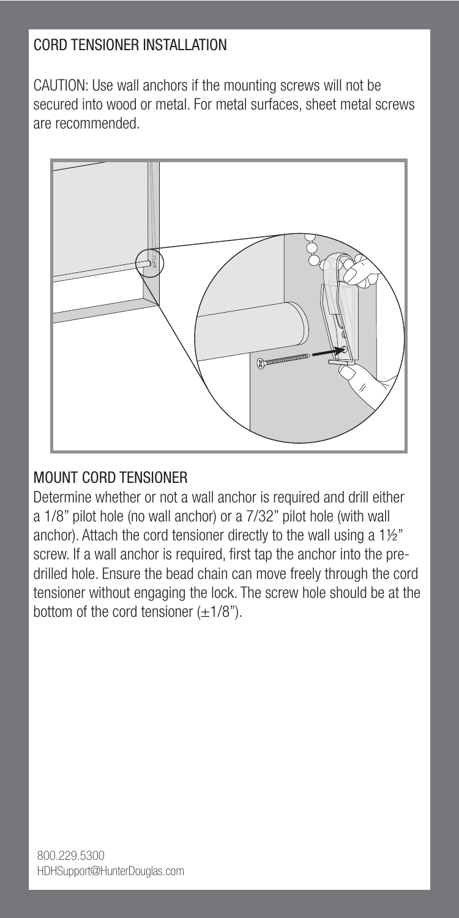## CORD TENSIONER INSTALLATION

CAUTION: Use wall anchors if the mounting screws will not be secured into wood or metal. For metal surfaces, sheet metal screws are recommended.

### MOUNT CORD TENSIONER

Determine whether or not a wall anchor is required and drill either a 1/8" pilot hole (no wall anchor) or a 7/32" pilot hole (with wall anchor). Attach the cord tensioner directly to the wall using a 1½" screw. If a wall anchor is required, first tap the anchor into the pre-drilled hole. Ensure the bead chain can move freely through the cord tensioner without engaging the lock. The screw hole should be at the bottom of the cord tensioner (±1/8").

800.229.5300
HDHSupport@HunterDouglas.com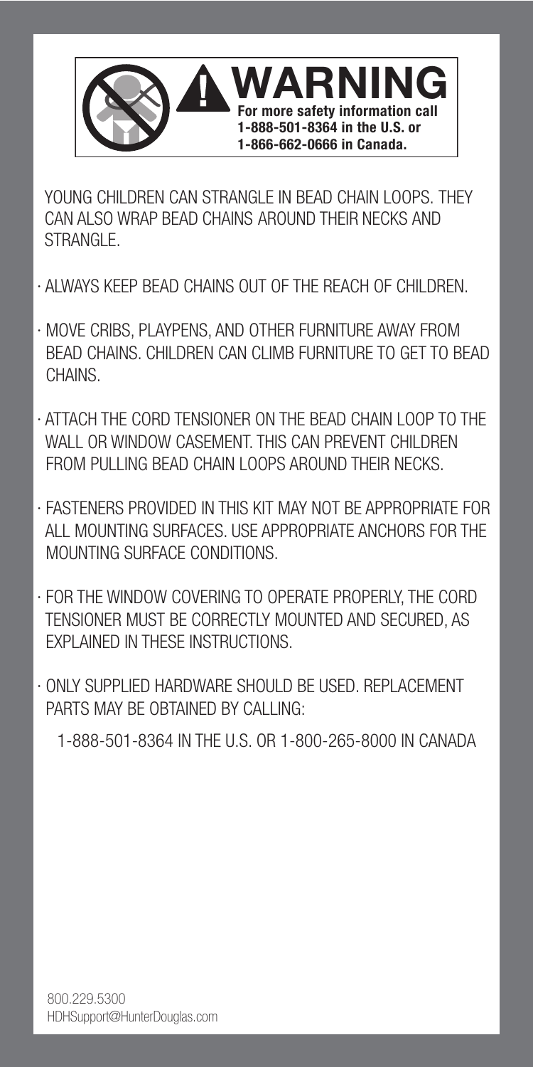# WARNING

**For more safety information call 1-888-501-8364 in the U.S. or 1-866-662-0666 in Canada.**

YOUNG CHILDREN CAN STRANGLE IN BEAD CHAIN LOOPS. THEY CAN ALSO WRAP BEAD CHAINS AROUND THEIR NECKS AND STRANGLE.

- ALWAYS KEEP BEAD CHAINS OUT OF THE REACH OF CHILDREN.
- MOVE CRIBS, PLAYPENS, AND OTHER FURNITURE AWAY FROM BEAD CHAINS. CHILDREN CAN CLIMB FURNITURE TO GET TO BEAD CHAINS.
- ATTACH THE CORD TENSIONER ON THE BEAD CHAIN LOOP TO THE WALL OR WINDOW CASEMENT. THIS CAN PREVENT CHILDREN FROM PULLING BEAD CHAIN LOOPS AROUND THEIR NECKS.
- FASTENERS PROVIDED IN THIS KIT MAY NOT BE APPROPRIATE FOR ALL MOUNTING SURFACES. USE APPROPRIATE ANCHORS FOR THE MOUNTING SURFACE CONDITIONS.
- FOR THE WINDOW COVERING TO OPERATE PROPERLY, THE CORD TENSIONER MUST BE CORRECTLY MOUNTED AND SECURED, AS EXPLAINED IN THESE INSTRUCTIONS.
- ONLY SUPPLIED HARDWARE SHOULD BE USED. REPLACEMENT PARTS MAY BE OBTAINED BY CALLING:

  1-888-501-8364 IN THE U.S. OR 1-800-265-8000 IN CANADA

800.229.5300
HDHSupport@HunterDouglas.com